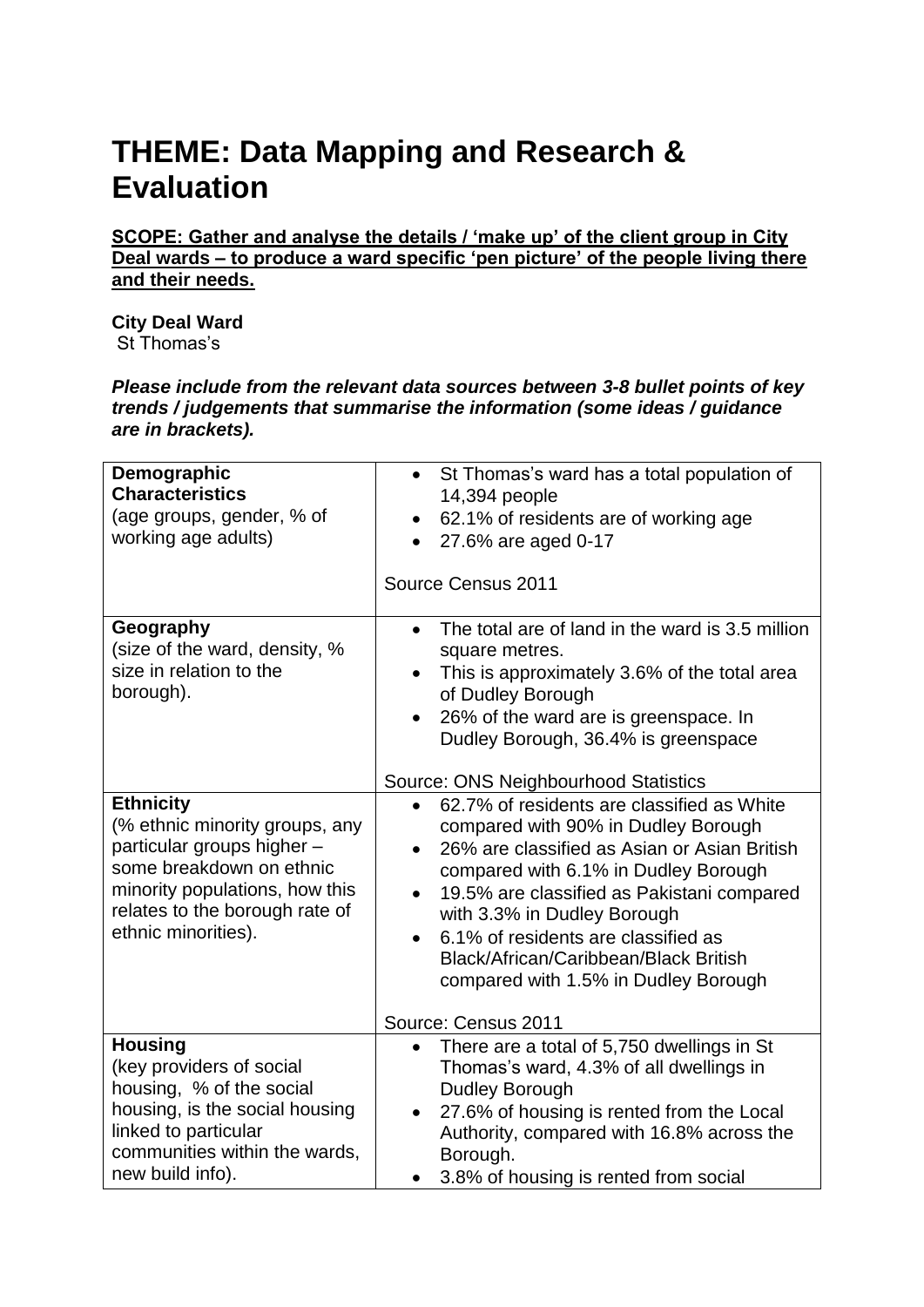# THEME: Data Mapping and Research & Evaluation

**SCOPE: Gather and analyse the details / 'make up' of the client group in City Deal wards – to produce a ward specific 'pen picture' of the people living there and their needs.**

**City Deal Ward**
St Thomas's

***Please include from the relevant data sources between 3-8 bullet points of key trends / judgements that summarise the information (some ideas / guidance are in brackets).***

| | |
|---|---|
| **Demographic Characteristics** (age groups, gender, % of working age adults) | • St Thomas's ward has a total population of 14,394 people<br>• 62.1% of residents are of working age<br>• 27.6% are aged 0-17<br><br>Source Census 2011 |
| **Geography** (size of the ward, density, % size in relation to the borough). | • The total are of land in the ward is 3.5 million square metres.<br>• This is approximately 3.6% of the total area of Dudley Borough<br>• 26% of the ward are is greenspace. In Dudley Borough, 36.4% is greenspace<br><br>Source: ONS Neighbourhood Statistics |
| **Ethnicity** (% ethnic minority groups, any particular groups higher – some breakdown on ethnic minority populations, how this relates to the borough rate of ethnic minorities). | • 62.7% of residents are classified as White compared with 90% in Dudley Borough<br>• 26% are classified as Asian or Asian British compared with 6.1% in Dudley Borough<br>• 19.5% are classified as Pakistani compared with 3.3% in Dudley Borough<br>• 6.1% of residents are classified as Black/African/Caribbean/Black British compared with 1.5% in Dudley Borough<br><br>Source: Census 2011 |
| **Housing** (key providers of social housing, % of the social housing, is the social housing linked to particular communities within the wards, new build info). | • There are a total of 5,750 dwellings in St Thomas's ward, 4.3% of all dwellings in Dudley Borough<br>• 27.6% of housing is rented from the Local Authority, compared with 16.8% across the Borough.<br>• 3.8% of housing is rented from social |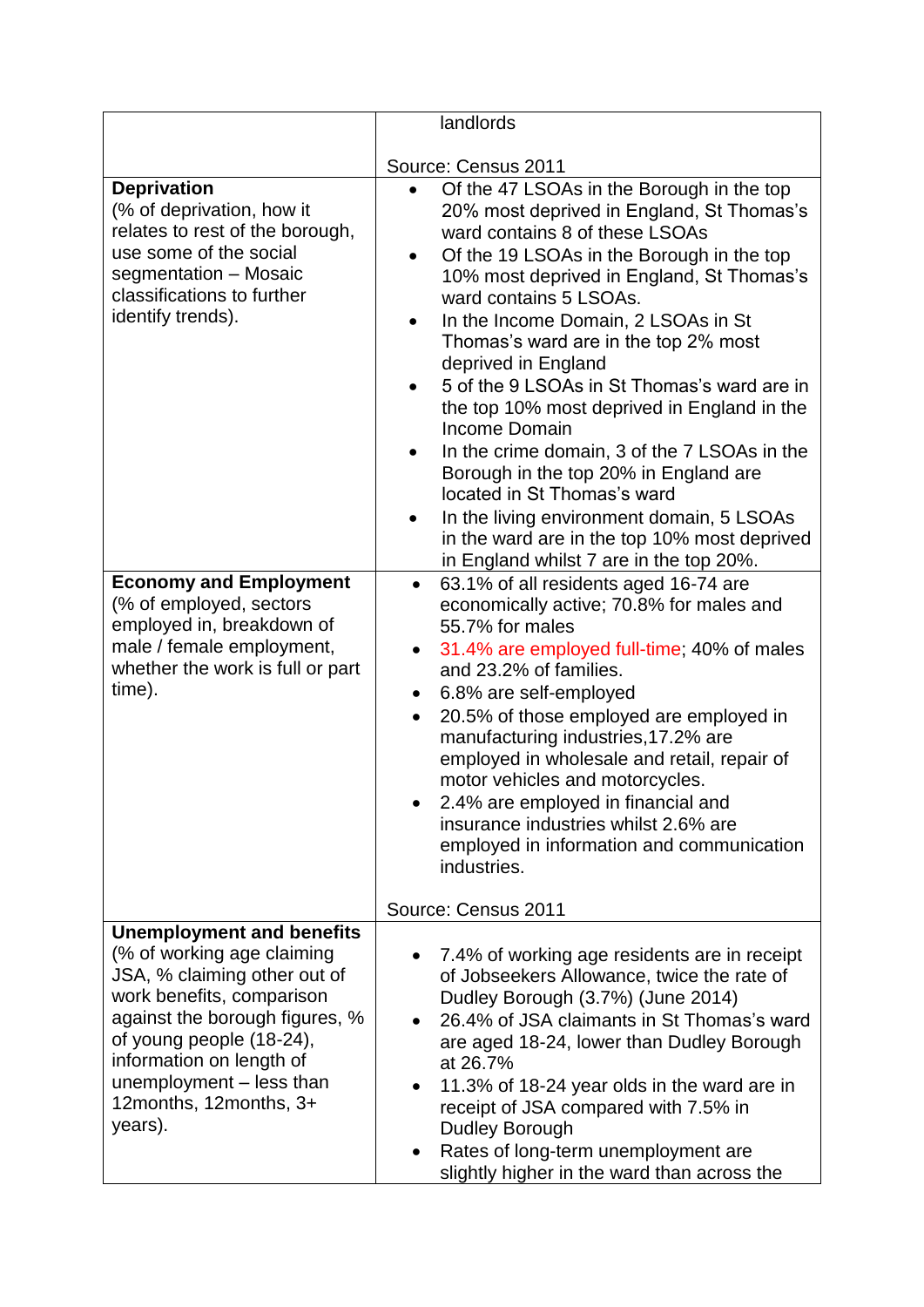| | |
|---|---|
| | landlords<br><br>Source: Census 2011 |
| **Deprivation**<br>(% of deprivation, how it relates to rest of the borough, use some of the social segmentation – Mosaic classifications to further identify trends). | • Of the 47 LSOAs in the Borough in the top 20% most deprived in England, St Thomas's ward contains 8 of these LSOAs<br>• Of the 19 LSOAs in the Borough in the top 10% most deprived in England, St Thomas's ward contains 5 LSOAs.<br>• In the Income Domain, 2 LSOAs in St Thomas's ward are in the top 2% most deprived in England<br>• 5 of the 9 LSOAs in St Thomas's ward are in the top 10% most deprived in England in the Income Domain<br>• In the crime domain, 3 of the 7 LSOAs in the Borough in the top 20% in England are located in St Thomas's ward<br>• In the living environment domain, 5 LSOAs in the ward are in the top 10% most deprived in England whilst 7 are in the top 20%. |
| **Economy and Employment**<br>(% of employed, sectors employed in, breakdown of male / female employment, whether the work is full or part time). | • 63.1% of all residents aged 16-74 are economically active; 70.8% for males and 55.7% for males<br>• 31.4% are employed full-time; 40% of males and 23.2% of families.<br>• 6.8% are self-employed<br>• 20.5% of those employed are employed in manufacturing industries,17.2% are employed in wholesale and retail, repair of motor vehicles and motorcycles.<br>• 2.4% are employed in financial and insurance industries whilst 2.6% are employed in information and communication industries.<br><br>Source: Census 2011 |
| **Unemployment and benefits**<br>(% of working age claiming JSA, % claiming other out of work benefits, comparison against the borough figures, % of young people (18-24), information on length of unemployment – less than 12months, 12months, 3+ years). | • 7.4% of working age residents are in receipt of Jobseekers Allowance, twice the rate of Dudley Borough (3.7%) (June 2014)<br>• 26.4% of JSA claimants in St Thomas's ward are aged 18-24, lower than Dudley Borough at 26.7%<br>• 11.3% of 18-24 year olds in the ward are in receipt of JSA compared with 7.5% in Dudley Borough<br>• Rates of long-term unemployment are slightly higher in the ward than across the |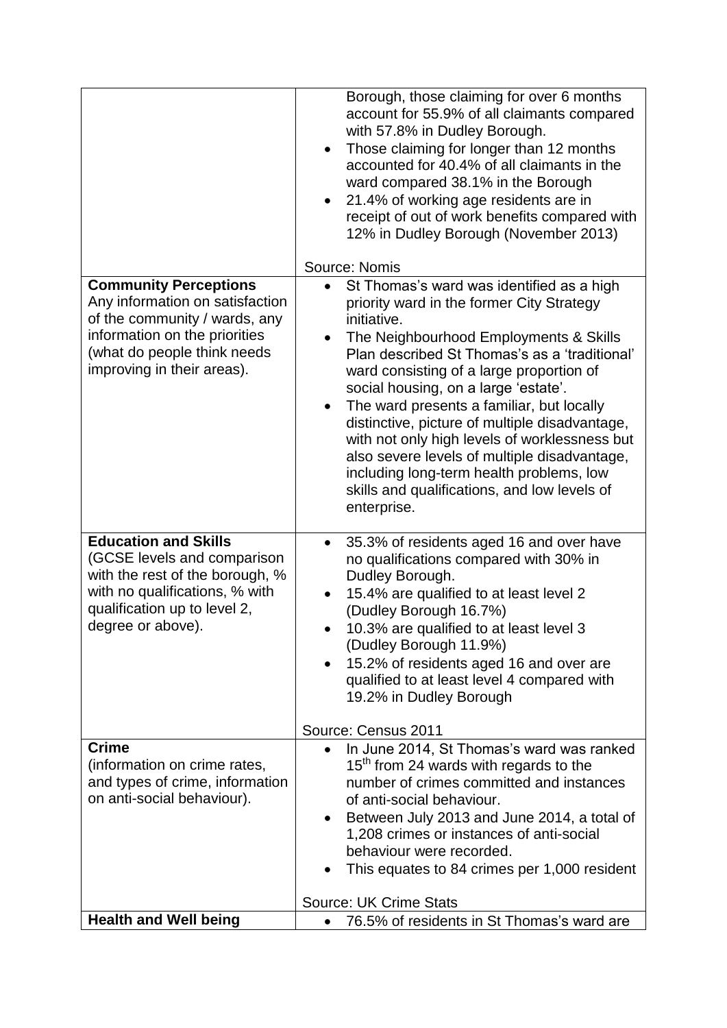| | |
|---|---|
| | Borough, those claiming for over 6 months account for 55.9% of all claimants compared with 57.8% in Dudley Borough.<br>• Those claiming for longer than 12 months accounted for 40.4% of all claimants in the ward compared 38.1% in the Borough<br>• 21.4% of working age residents are in receipt of out of work benefits compared with 12% in Dudley Borough (November 2013)<br><br>Source: Nomis |
| **Community Perceptions**<br>Any information on satisfaction of the community / wards, any information on the priorities (what do people think needs improving in their areas). | • St Thomas's ward was identified as a high priority ward in the former City Strategy initiative.<br>• The Neighbourhood Employments & Skills Plan described St Thomas's as a 'traditional' ward consisting of a large proportion of social housing, on a large 'estate'.<br>• The ward presents a familiar, but locally distinctive, picture of multiple disadvantage, with not only high levels of worklessness but also severe levels of multiple disadvantage, including long-term health problems, low skills and qualifications, and low levels of enterprise. |
| **Education and Skills**<br>(GCSE levels and comparison with the rest of the borough, % with no qualifications, % with qualification up to level 2, degree or above). | • 35.3% of residents aged 16 and over have no qualifications compared with 30% in Dudley Borough.<br>• 15.4% are qualified to at least level 2 (Dudley Borough 16.7%)<br>• 10.3% are qualified to at least level 3 (Dudley Borough 11.9%)<br>• 15.2% of residents aged 16 and over are qualified to at least level 4 compared with 19.2% in Dudley Borough<br><br>Source: Census 2011 |
| **Crime**<br>(information on crime rates, and types of crime, information on anti-social behaviour). | • In June 2014, St Thomas's ward was ranked 15th from 24 wards with regards to the number of crimes committed and instances of anti-social behaviour.<br>• Between July 2013 and June 2014, a total of 1,208 crimes or instances of anti-social behaviour were recorded.<br>• This equates to 84 crimes per 1,000 resident<br><br>Source: UK Crime Stats |
| **Health and Well being** | • 76.5% of residents in St Thomas's ward are |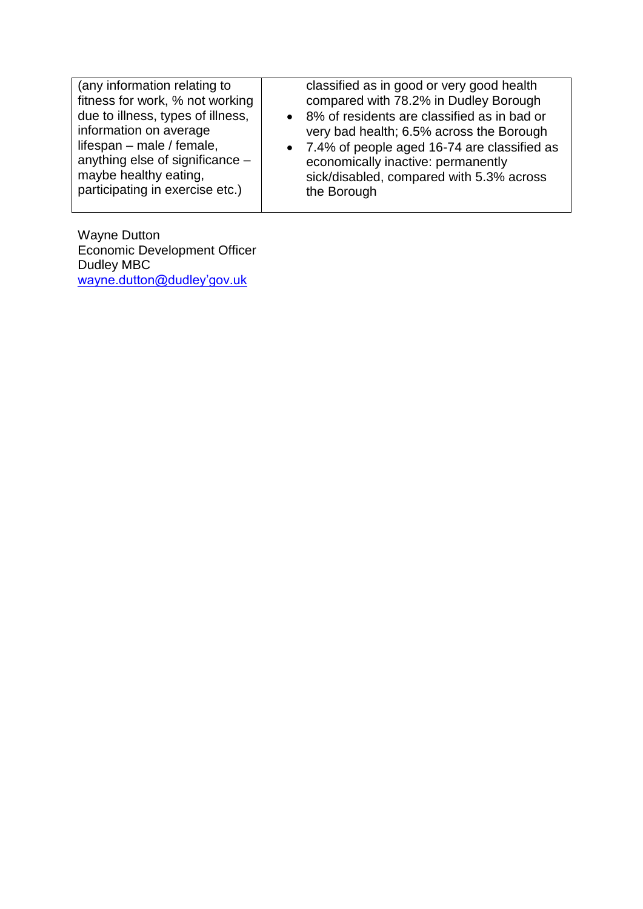| | |
|---|---|
| (any information relating to fitness for work, % not working due to illness, types of illness, information on average lifespan – male / female, anything else of significance – maybe healthy eating, participating in exercise etc.) | classified as in good or very good health compared with 78.2% in Dudley Borough<br>• 8% of residents are classified as in bad or very bad health; 6.5% across the Borough<br>• 7.4% of people aged 16-74 are classified as economically inactive: permanently sick/disabled, compared with 5.3% across the Borough |

Wayne Dutton
Economic Development Officer
Dudley MBC
wayne.dutton@dudley'gov.uk